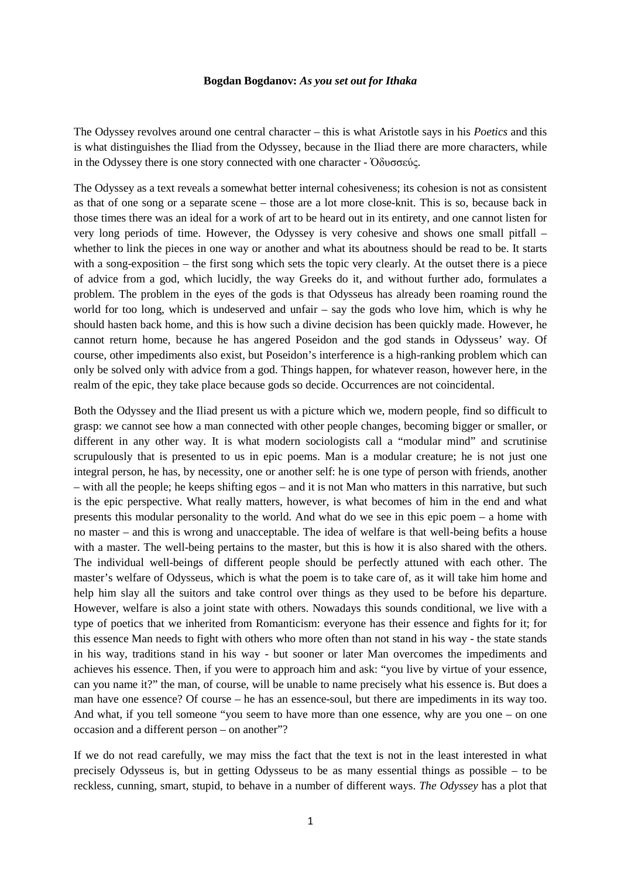**Bogdan Bogdanov:** ***As you set out for Ithaka***

The Odyssey revolves around one central character – this is what Aristotle says in his *Poetics* and this is what distinguishes the Iliad from the Odyssey, because in the Iliad there are more characters, while in the Odyssey there is one story connected with one character - Ὀδυσσεύς.

The Odyssey as a text reveals a somewhat better internal cohesiveness; its cohesion is not as consistent as that of one song or a separate scene – those are a lot more close-knit. This is so, because back in those times there was an ideal for a work of art to be heard out in its entirety, and one cannot listen for very long periods of time. However, the Odyssey is very cohesive and shows one small pitfall – whether to link the pieces in one way or another and what its aboutness should be read to be. It starts with a song-exposition – the first song which sets the topic very clearly. At the outset there is a piece of advice from a god, which lucidly, the way Greeks do it, and without further ado, formulates a problem. The problem in the eyes of the gods is that Odysseus has already been roaming round the world for too long, which is undeserved and unfair – say the gods who love him, which is why he should hasten back home, and this is how such a divine decision has been quickly made. However, he cannot return home, because he has angered Poseidon and the god stands in Odysseus' way. Of course, other impediments also exist, but Poseidon's interference is a high-ranking problem which can only be solved only with advice from a god. Things happen, for whatever reason, however here, in the realm of the epic, they take place because gods so decide. Occurrences are not coincidental.

Both the Odyssey and the Iliad present us with a picture which we, modern people, find so difficult to grasp: we cannot see how a man connected with other people changes, becoming bigger or smaller, or different in any other way. It is what modern sociologists call a "modular mind" and scrutinise scrupulously that is presented to us in epic poems. Man is a modular creature; he is not just one integral person, he has, by necessity, one or another self: he is one type of person with friends, another – with all the people; he keeps shifting egos – and it is not Man who matters in this narrative, but such is the epic perspective. What really matters, however, is what becomes of him in the end and what presents this modular personality to the world. And what do we see in this epic poem – a home with no master – and this is wrong and unacceptable. The idea of welfare is that well-being befits a house with a master. The well-being pertains to the master, but this is how it is also shared with the others. The individual well-beings of different people should be perfectly attuned with each other. The master's welfare of Odysseus, which is what the poem is to take care of, as it will take him home and help him slay all the suitors and take control over things as they used to be before his departure. However, welfare is also a joint state with others. Nowadays this sounds conditional, we live with a type of poetics that we inherited from Romanticism: everyone has their essence and fights for it; for this essence Man needs to fight with others who more often than not stand in his way - the state stands in his way, traditions stand in his way - but sooner or later Man overcomes the impediments and achieves his essence. Then, if you were to approach him and ask: "you live by virtue of your essence, can you name it?" the man, of course, will be unable to name precisely what his essence is. But does a man have one essence? Of course – he has an essence-soul, but there are impediments in its way too. And what, if you tell someone "you seem to have more than one essence, why are you one – on one occasion and a different person – on another"?

If we do not read carefully, we may miss the fact that the text is not in the least interested in what precisely Odysseus is, but in getting Odysseus to be as many essential things as possible – to be reckless, cunning, smart, stupid, to behave in a number of different ways. *The Odyssey* has a plot that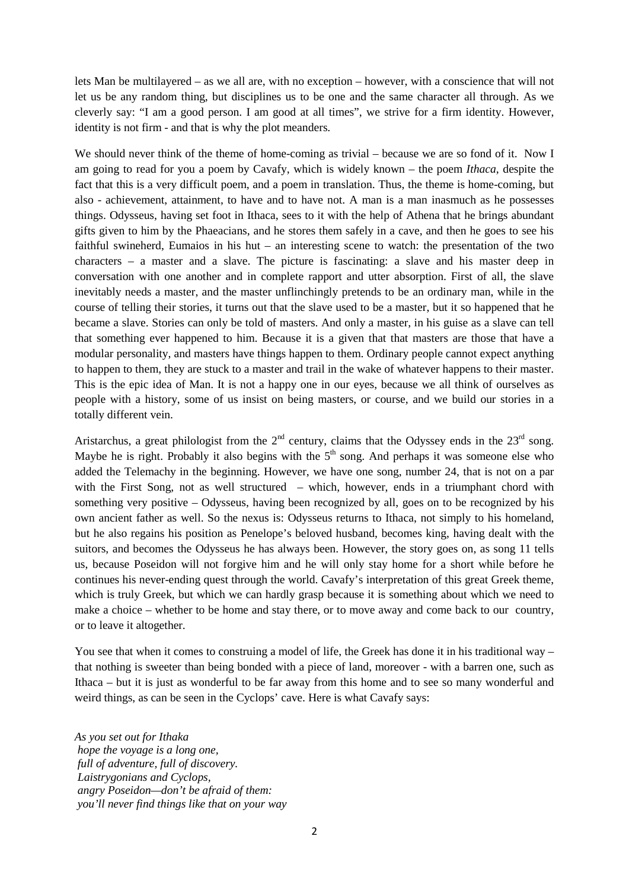lets Man be multilayered – as we all are, with no exception – however, with a conscience that will not let us be any random thing, but disciplines us to be one and the same character all through. As we cleverly say: "I am a good person. I am good at all times", we strive for a firm identity. However, identity is not firm - and that is why the plot meanders.

We should never think of the theme of home-coming as trivial – because we are so fond of it. Now I am going to read for you a poem by Cavafy, which is widely known – the poem *Ithaca*, despite the fact that this is a very difficult poem, and a poem in translation. Thus, the theme is home-coming, but also - achievement, attainment, to have and to have not. A man is a man inasmuch as he possesses things. Odysseus, having set foot in Ithaca, sees to it with the help of Athena that he brings abundant gifts given to him by the Phaeacians, and he stores them safely in a cave, and then he goes to see his faithful swineherd, Eumaios in his hut – an interesting scene to watch: the presentation of the two characters – a master and a slave. The picture is fascinating: a slave and his master deep in conversation with one another and in complete rapport and utter absorption. First of all, the slave inevitably needs a master, and the master unflinchingly pretends to be an ordinary man, while in the course of telling their stories, it turns out that the slave used to be a master, but it so happened that he became a slave. Stories can only be told of masters. And only a master, in his guise as a slave can tell that something ever happened to him. Because it is a given that that masters are those that have a modular personality, and masters have things happen to them. Ordinary people cannot expect anything to happen to them, they are stuck to a master and trail in the wake of whatever happens to their master. This is the epic idea of Man. It is not a happy one in our eyes, because we all think of ourselves as people with a history, some of us insist on being masters, or course, and we build our stories in a totally different vein.

Aristarchus, a great philologist from the 2nd century, claims that the Odyssey ends in the 23rd song. Maybe he is right. Probably it also begins with the 5th song. And perhaps it was someone else who added the Telemachy in the beginning. However, we have one song, number 24, that is not on a par with the First Song, not as well structured – which, however, ends in a triumphant chord with something very positive – Odysseus, having been recognized by all, goes on to be recognized by his own ancient father as well. So the nexus is: Odysseus returns to Ithaca, not simply to his homeland, but he also regains his position as Penelope's beloved husband, becomes king, having dealt with the suitors, and becomes the Odysseus he has always been. However, the story goes on, as song 11 tells us, because Poseidon will not forgive him and he will only stay home for a short while before he continues his never-ending quest through the world. Cavafy's interpretation of this great Greek theme, which is truly Greek, but which we can hardly grasp because it is something about which we need to make a choice – whether to be home and stay there, or to move away and come back to our country, or to leave it altogether.

You see that when it comes to construing a model of life, the Greek has done it in his traditional way – that nothing is sweeter than being bonded with a piece of land, moreover - with a barren one, such as Ithaca – but it is just as wonderful to be far away from this home and to see so many wonderful and weird things, as can be seen in the Cyclops' cave. Here is what Cavafy says:

*As you set out for Ithaka*  
*hope the voyage is a long one,*  
*full of adventure, full of discovery.*  
*Laistrygonians and Cyclops,*  
*angry Poseidon—don't be afraid of them:*  
*you'll never find things like that on your way*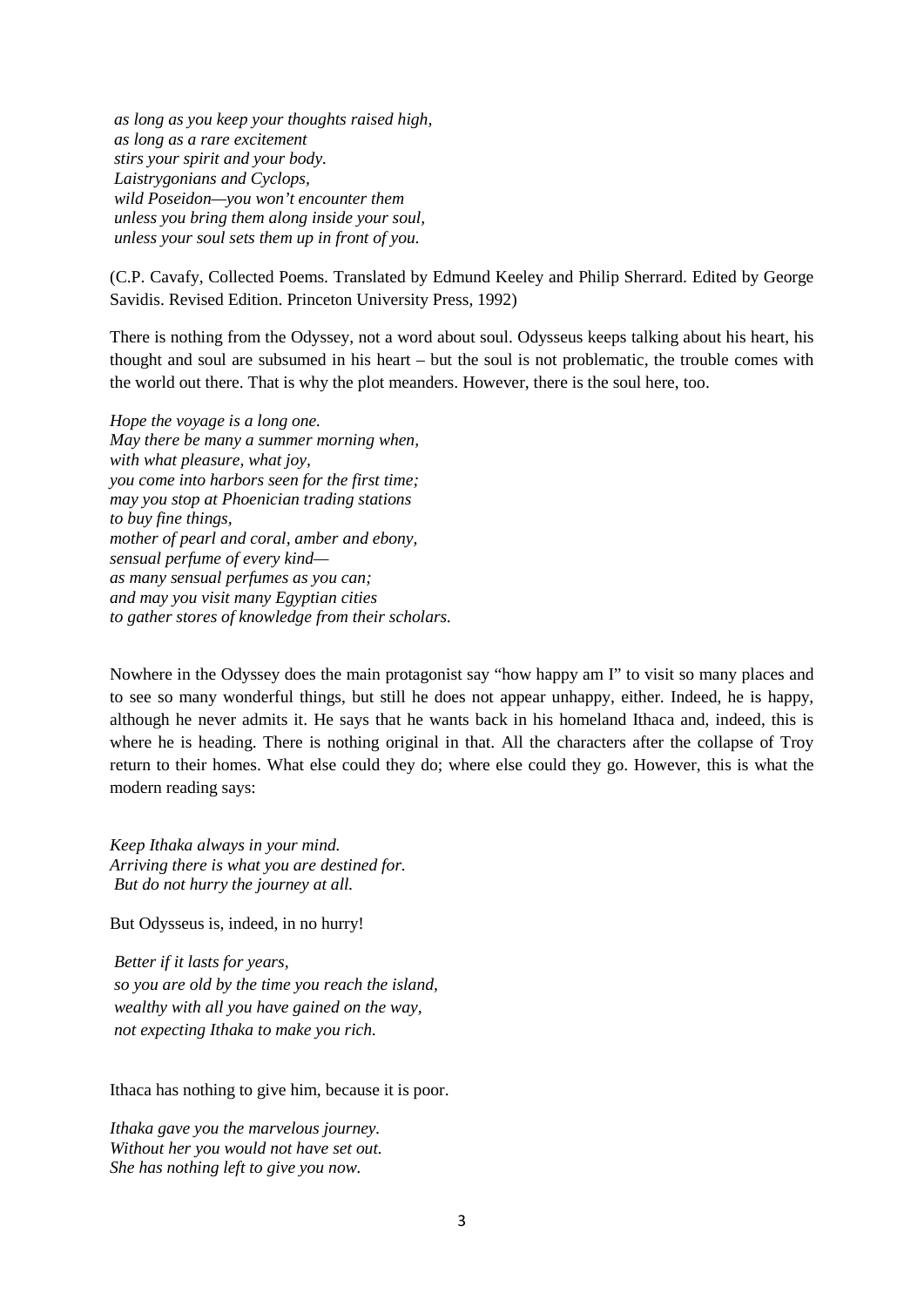*as long as you keep your thoughts raised high,*
*as long as a rare excitement*
*stirs your spirit and your body.*
*Laistrygonians and Cyclops,*
*wild Poseidon—you won't encounter them*
*unless you bring them along inside your soul,*
*unless your soul sets them up in front of you.*

(C.P. Cavafy, Collected Poems. Translated by Edmund Keeley and Philip Sherrard. Edited by George Savidis. Revised Edition. Princeton University Press, 1992)

There is nothing from the Odyssey, not a word about soul. Odysseus keeps talking about his heart, his thought and soul are subsumed in his heart – but the soul is not problematic, the trouble comes with the world out there. That is why the plot meanders. However, there is the soul here, too.

*Hope the voyage is a long one.*
*May there be many a summer morning when,*
*with what pleasure, what joy,*
*you come into harbors seen for the first time;*
*may you stop at Phoenician trading stations*
*to buy fine things,*
*mother of pearl and coral, amber and ebony,*
*sensual perfume of every kind—*
*as many sensual perfumes as you can;*
*and may you visit many Egyptian cities*
*to gather stores of knowledge from their scholars.*

Nowhere in the Odyssey does the main protagonist say "how happy am I" to visit so many places and to see so many wonderful things, but still he does not appear unhappy, either. Indeed, he is happy, although he never admits it. He says that he wants back in his homeland Ithaca and, indeed, this is where he is heading. There is nothing original in that. All the characters after the collapse of Troy return to their homes. What else could they do; where else could they go. However, this is what the modern reading says:

*Keep Ithaka always in your mind.*
*Arriving there is what you are destined for.*
*But do not hurry the journey at all.*

But Odysseus is, indeed, in no hurry!

*Better if it lasts for years,*
*so you are old by the time you reach the island,*
*wealthy with all you have gained on the way,*
*not expecting Ithaka to make you rich.*

Ithaca has nothing to give him, because it is poor.

*Ithaka gave you the marvelous journey.*
*Without her you would not have set out.*
*She has nothing left to give you now.*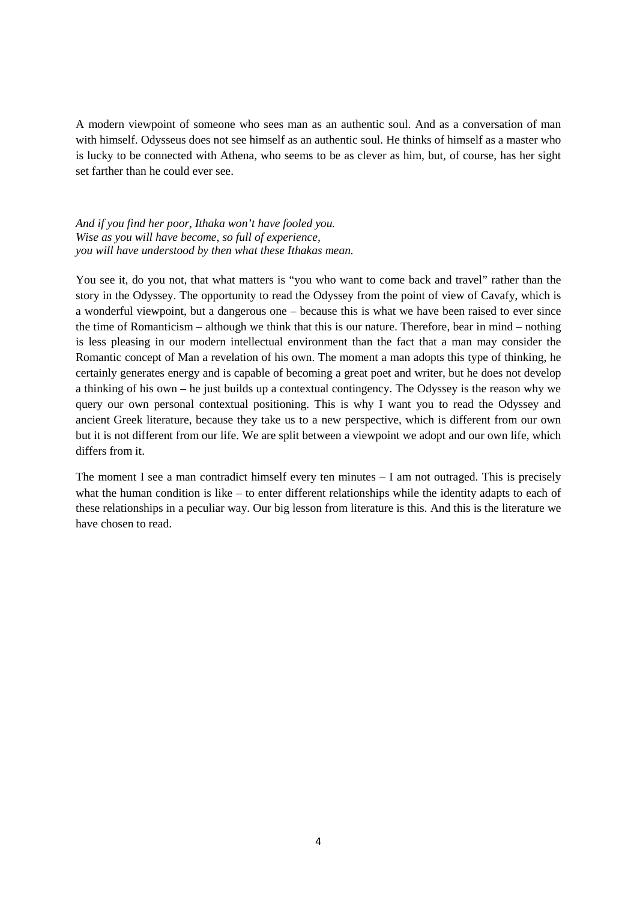A modern viewpoint of someone who sees man as an authentic soul. And as a conversation of man with himself. Odysseus does not see himself as an authentic soul. He thinks of himself as a master who is lucky to be connected with Athena, who seems to be as clever as him, but, of course, has her sight set farther than he could ever see.

*And if you find her poor, Ithaka won't have fooled you.*
*Wise as you will have become, so full of experience,*
*you will have understood by then what these Ithakas mean.*

You see it, do you not, that what matters is "you who want to come back and travel" rather than the story in the Odyssey. The opportunity to read the Odyssey from the point of view of Cavafy, which is a wonderful viewpoint, but a dangerous one – because this is what we have been raised to ever since the time of Romanticism – although we think that this is our nature. Therefore, bear in mind – nothing is less pleasing in our modern intellectual environment than the fact that a man may consider the Romantic concept of Man a revelation of his own. The moment a man adopts this type of thinking, he certainly generates energy and is capable of becoming a great poet and writer, but he does not develop a thinking of his own – he just builds up a contextual contingency. The Odyssey is the reason why we query our own personal contextual positioning. This is why I want you to read the Odyssey and ancient Greek literature, because they take us to a new perspective, which is different from our own but it is not different from our life. We are split between a viewpoint we adopt and our own life, which differs from it.

The moment I see a man contradict himself every ten minutes – I am not outraged. This is precisely what the human condition is like – to enter different relationships while the identity adapts to each of these relationships in a peculiar way. Our big lesson from literature is this. And this is the literature we have chosen to read.